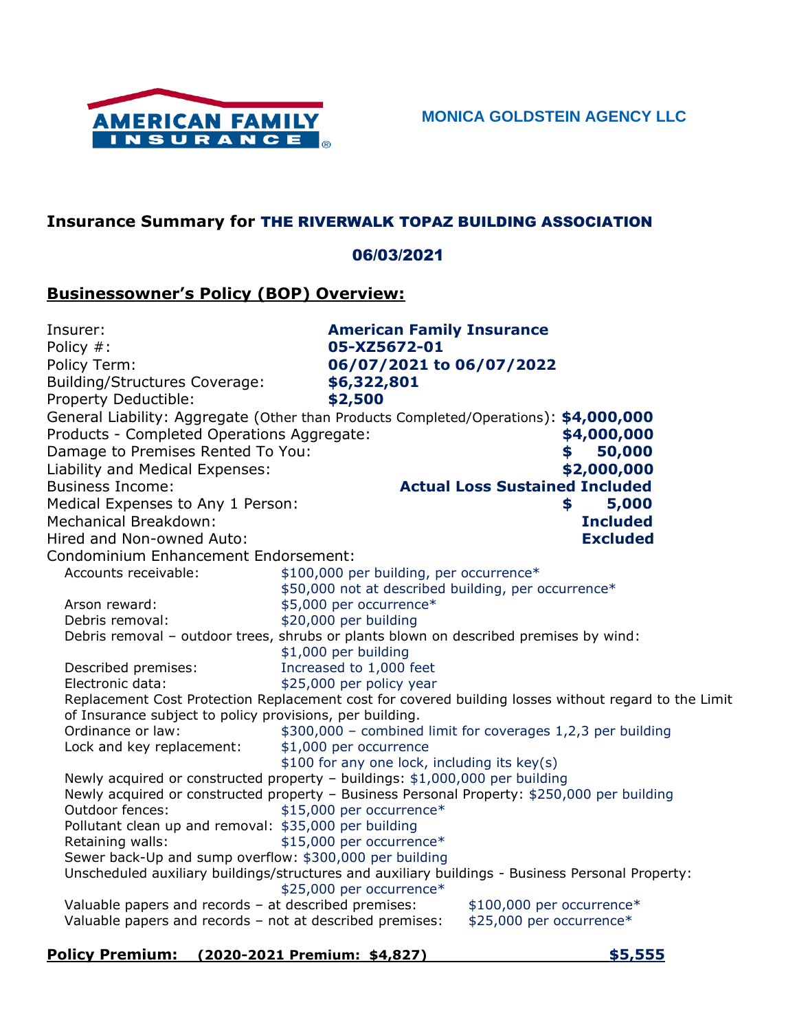AMERICAN FAMILY INSURANCE

MONICA GOLDSTEIN AGENCY LLC

## Insurance Summary for THE RIVERWALK TOPAZ BUILDING ASSOCIATION

**06/03/2021**

### Businessowner's Policy (BOP) Overview:

| | |
|---|---|
| Insurer: | **American Family Insurance** |
| Policy #: | **05-XZ5672-01** |
| Policy Term: | **06/07/2021 to 06/07/2022** |
| Building/Structures Coverage: | **$6,322,801** |
| Property Deductible: | **$2,500** |
| General Liability: Aggregate (Other than Products Completed/Operations): | **$4,000,000** |
| Products - Completed Operations Aggregate: | **$4,000,000** |
| Damage to Premises Rented To You: | **$ 50,000** |
| Liability and Medical Expenses: | **$2,000,000** |
| Business Income: | **Actual Loss Sustained Included** |
| Medical Expenses to Any 1 Person: | **$ 5,000** |
| Mechanical Breakdown: | **Included** |
| Hired and Non-owned Auto: | **Excluded** |

Condominium Enhancement Endorsement:

- Accounts receivable: $100,000 per building, per occurrence*
  $50,000 not at described building, per occurrence*
- Arson reward: $5,000 per occurrence*
- Debris removal: $20,000 per building
- Debris removal – outdoor trees, shrubs or plants blown on described premises by wind: $1,000 per building
- Described premises: Increased to 1,000 feet
- Electronic data: $25,000 per policy year
- Replacement Cost Protection Replacement cost for covered building losses without regard to the Limit of Insurance subject to policy provisions, per building.
- Ordinance or law: $300,000 – combined limit for coverages 1,2,3 per building
- Lock and key replacement: $1,000 per occurrence
  $100 for any one lock, including its key(s)
- Newly acquired or constructed property – buildings: $1,000,000 per building
- Newly acquired or constructed property – Business Personal Property: $250,000 per building
- Outdoor fences: $15,000 per occurrence*
- Pollutant clean up and removal: $35,000 per building
- Retaining walls: $15,000 per occurrence*
- Sewer back-Up and sump overflow: $300,000 per building
- Unscheduled auxiliary buildings/structures and auxiliary buildings - Business Personal Property: $25,000 per occurrence*
- Valuable papers and records – at described premises: $100,000 per occurrence*
- Valuable papers and records – not at described premises: $25,000 per occurrence*

**Policy Premium: (2020-2021 Premium: $4,827) $5,555**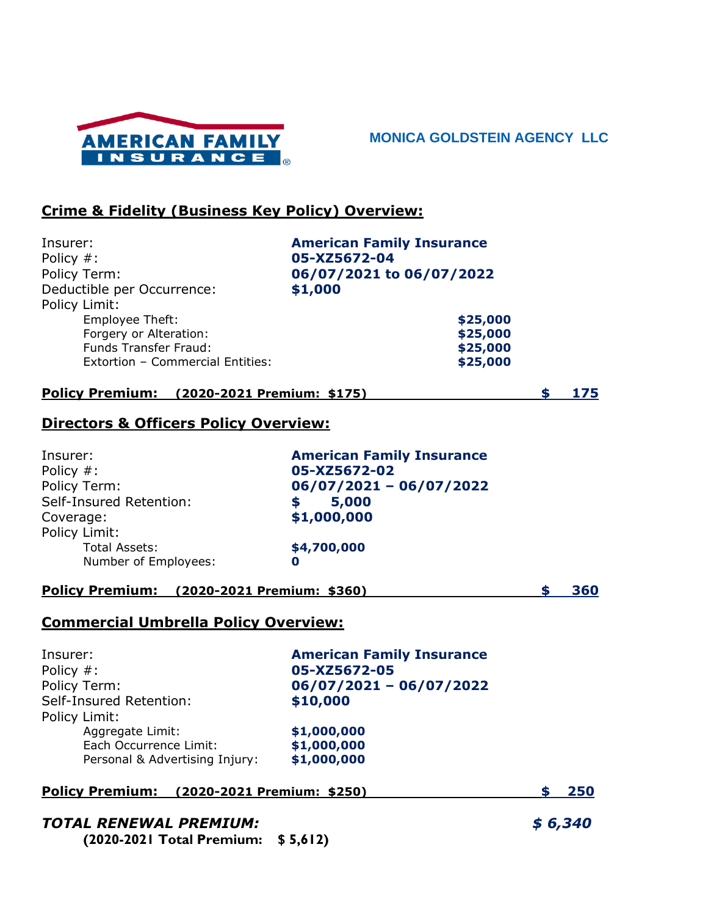**AMERICAN FAMILY INSURANCE**

**MONICA GOLDSTEIN AGENCY LLC**

## Crime & Fidelity (Business Key Policy) Overview:

| | |
|---|---|
| Insurer: | **American Family Insurance** |
| Policy #: | **05-XZ5672-04** |
| Policy Term: | **06/07/2021 to 06/07/2022** |
| Deductible per Occurrence: | **$1,000** |
| Policy Limit: | |
| Employee Theft: | **$25,000** |
| Forgery or Alteration: | **$25,000** |
| Funds Transfer Fraud: | **$25,000** |
| Extortion – Commercial Entities: | **$25,000** |

**Policy Premium: (2020-2021 Premium: $175)** **$ 175**

## Directors & Officers Policy Overview:

| | |
|---|---|
| Insurer: | **American Family Insurance** |
| Policy #: | **05-XZ5672-02** |
| Policy Term: | **06/07/2021 – 06/07/2022** |
| Self-Insured Retention: | **$ 5,000** |
| Coverage: | **$1,000,000** |
| Policy Limit: | |
| Total Assets: | **$4,700,000** |
| Number of Employees: | **0** |

**Policy Premium: (2020-2021 Premium: $360)** **$ 360**

## Commercial Umbrella Policy Overview:

| | |
|---|---|
| Insurer: | **American Family Insurance** |
| Policy #: | **05-XZ5672-05** |
| Policy Term: | **06/07/2021 – 06/07/2022** |
| Self-Insured Retention: | **$10,000** |
| Policy Limit: | |
| Aggregate Limit: | **$1,000,000** |
| Each Occurrence Limit: | **$1,000,000** |
| Personal & Advertising Injury: | **$1,000,000** |

**Policy Premium: (2020-2021 Premium: $250)** **$ 250**

***TOTAL RENEWAL PREMIUM:*** ***$ 6,340***

**(2020-2021 Total Premium: $ 5,612)**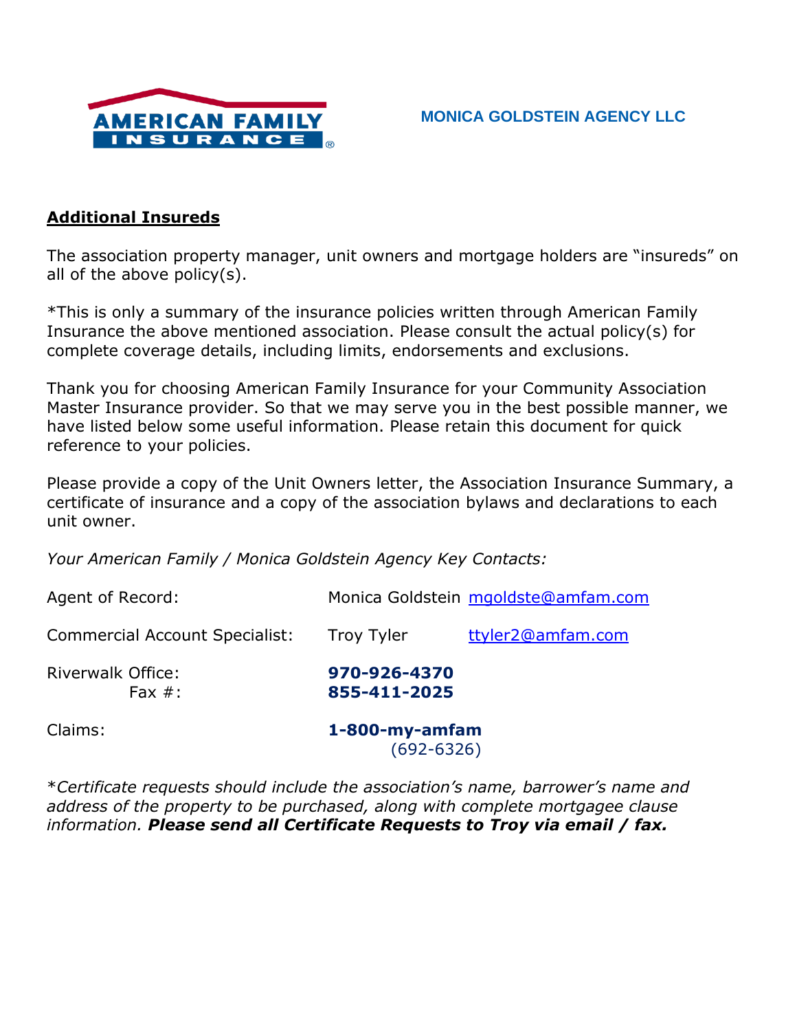**MONICA GOLDSTEIN AGENCY LLC**

## Additional Insureds

The association property manager, unit owners and mortgage holders are "insureds" on all of the above policy(s).

*This is only a summary of the insurance policies written through American Family Insurance the above mentioned association. Please consult the actual policy(s) for complete coverage details, including limits, endorsements and exclusions.

Thank you for choosing American Family Insurance for your Community Association Master Insurance provider. So that we may serve you in the best possible manner, we have listed below some useful information. Please retain this document for quick reference to your policies.

Please provide a copy of the Unit Owners letter, the Association Insurance Summary, a certificate of insurance and a copy of the association bylaws and declarations to each unit owner.

*Your American Family / Monica Goldstein Agency Key Contacts:*

| | | |
|---|---|---|
| Agent of Record: | Monica Goldstein | mgoldste@amfam.com |
| Commercial Account Specialist: | Troy Tyler | ttyler2@amfam.com |
| Riverwalk Office: | **970-926-4370** | |
| Fax #: | **855-411-2025** | |
| Claims: | **1-800-my-amfam** (692-6326) | |

**Certificate requests should include the association's name, barrower's name and address of the property to be purchased, along with complete mortgagee clause information.* ***Please send all Certificate Requests to Troy via email / fax.***